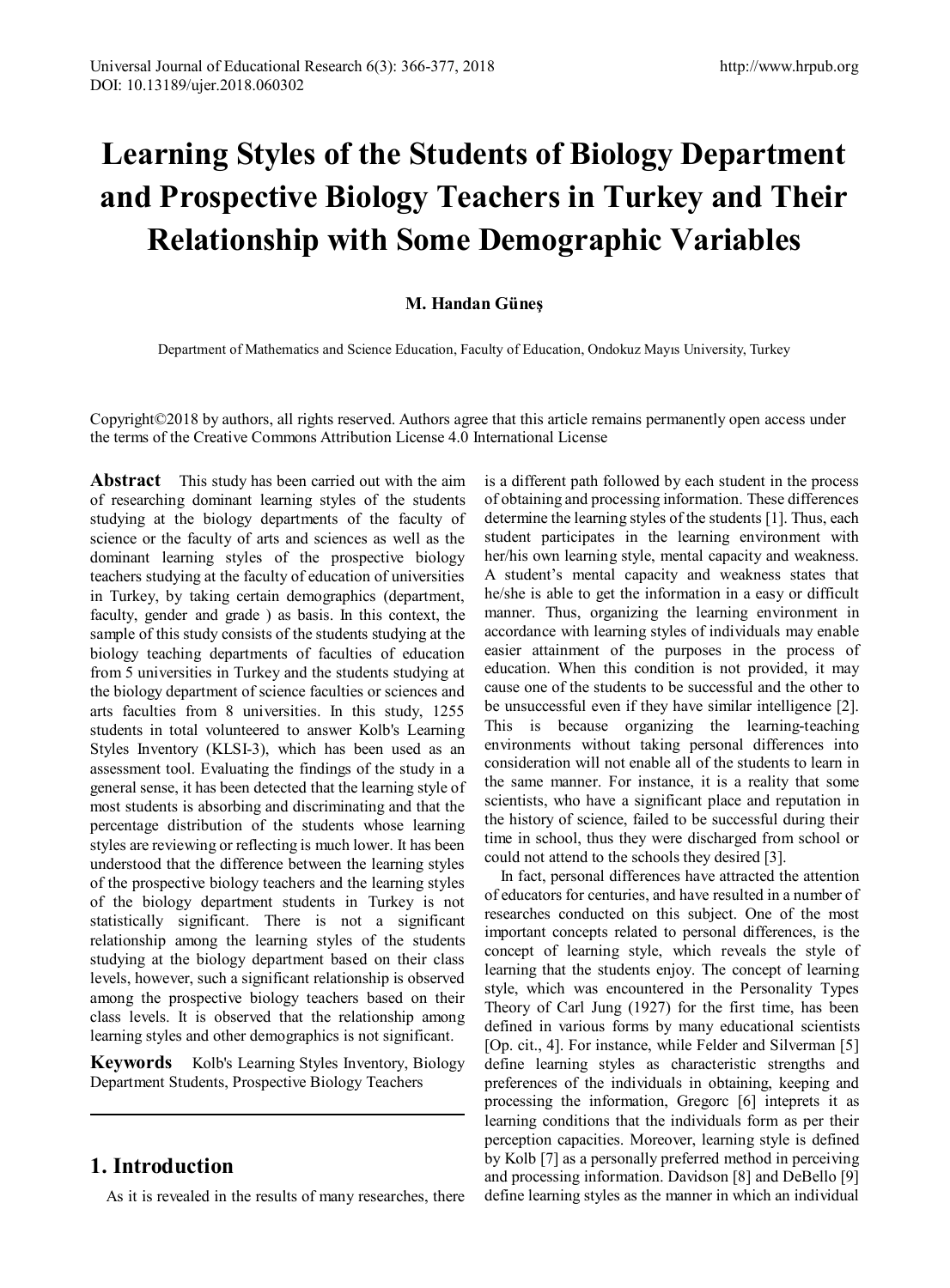# Learning Styles of the Students of Biology Department and Prospective Biology Teachers in Turkey and Their Relationship with Some Demographic Variables

**M. Handan Güneş**

Department of Mathematics and Science Education, Faculty of Education, Ondokuz Mayıs University, Turkey

Copyright©2018 by authors, all rights reserved. Authors agree that this article remains permanently open access under the terms of the Creative Commons Attribution License 4.0 International License

**Abstract** This study has been carried out with the aim of researching dominant learning styles of the students studying at the biology departments of the faculty of science or the faculty of arts and sciences as well as the dominant learning styles of the prospective biology teachers studying at the faculty of education of universities in Turkey, by taking certain demographics (department, faculty, gender and grade ) as basis. In this context, the sample of this study consists of the students studying at the biology teaching departments of faculties of education from 5 universities in Turkey and the students studying at the biology department of science faculties or sciences and arts faculties from 8 universities. In this study, 1255 students in total volunteered to answer Kolb's Learning Styles Inventory (KLSI-3), which has been used as an assessment tool. Evaluating the findings of the study in a general sense, it has been detected that the learning style of most students is absorbing and discriminating and that the percentage distribution of the students whose learning styles are reviewing or reflecting is much lower. It has been understood that the difference between the learning styles of the prospective biology teachers and the learning styles of the biology department students in Turkey is not statistically significant. There is not a significant relationship among the learning styles of the students studying at the biology department based on their class levels, however, such a significant relationship is observed among the prospective biology teachers based on their class levels. It is observed that the relationship among learning styles and other demographics is not significant.

**Keywords** Kolb's Learning Styles Inventory, Biology Department Students, Prospective Biology Teachers

## 1. Introduction

As it is revealed in the results of many researches, there is a different path followed by each student in the process of obtaining and processing information. These differences determine the learning styles of the students [1]. Thus, each student participates in the learning environment with her/his own learning style, mental capacity and weakness. A student's mental capacity and weakness states that he/she is able to get the information in a easy or difficult manner. Thus, organizing the learning environment in accordance with learning styles of individuals may enable easier attainment of the purposes in the process of education. When this condition is not provided, it may cause one of the students to be successful and the other to be unsuccessful even if they have similar intelligence [2]. This is because organizing the learning-teaching environments without taking personal differences into consideration will not enable all of the students to learn in the same manner. For instance, it is a reality that some scientists, who have a significant place and reputation in the history of science, failed to be successful during their time in school, thus they were discharged from school or could not attend to the schools they desired [3].

In fact, personal differences have attracted the attention of educators for centuries, and have resulted in a number of researches conducted on this subject. One of the most important concepts related to personal differences, is the concept of learning style, which reveals the style of learning that the students enjoy. The concept of learning style, which was encountered in the Personality Types Theory of Carl Jung (1927) for the first time, has been defined in various forms by many educational scientists [Op. cit., 4]. For instance, while Felder and Silverman [5] define learning styles as characteristic strengths and preferences of the individuals in obtaining, keeping and processing the information, Gregorc [6] intepretes it as learning conditions that the individuals form as per their perception capacities. Moreover, learning style is defined by Kolb [7] as a personally preferred method in perceiving and processing information. Davidson [8] and DeBello [9] define learning styles as the manner in which an individual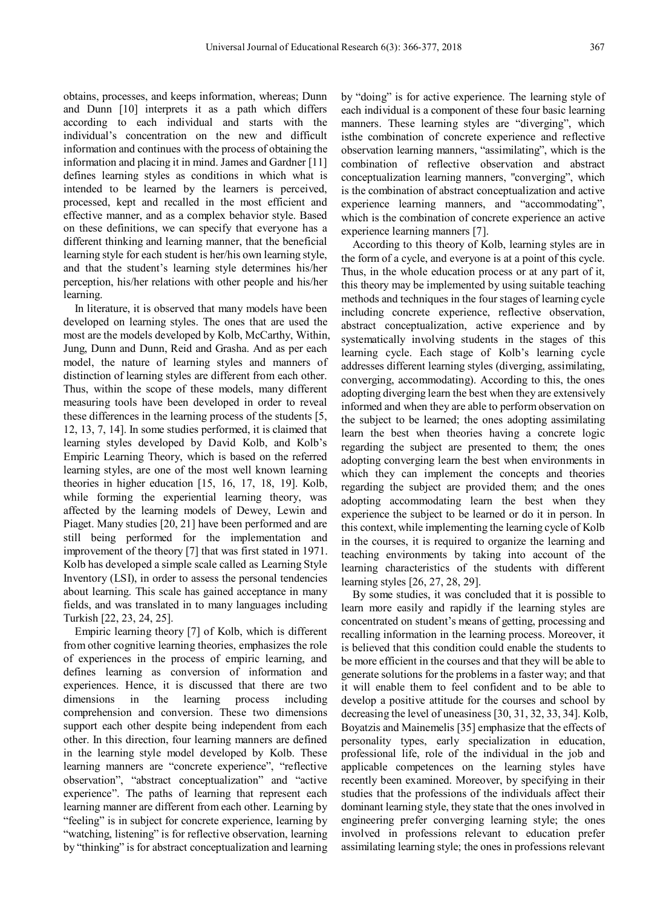obtains, processes, and keeps information, whereas; Dunn and Dunn [10] interprets it as a path which differs according to each individual and starts with the individual's concentration on the new and difficult information and continues with the process of obtaining the information and placing it in mind. James and Gardner [11] defines learning styles as conditions in which what is intended to be learned by the learners is perceived, processed, kept and recalled in the most efficient and effective manner, and as a complex behavior style. Based on these definitions, we can specify that everyone has a different thinking and learning manner, that the beneficial learning style for each student is her/his own learning style, and that the student's learning style determines his/her perception, his/her relations with other people and his/her learning.

In literature, it is observed that many models have been developed on learning styles. The ones that are used the most are the models developed by Kolb, McCarthy, Within, Jung, Dunn and Dunn, Reid and Grasha. And as per each model, the nature of learning styles and manners of distinction of learning styles are different from each other. Thus, within the scope of these models, many different measuring tools have been developed in order to reveal these differences in the learning process of the students [5, 12, 13, 7, 14]. In some studies performed, it is claimed that learning styles developed by David Kolb, and Kolb's Empiric Learning Theory, which is based on the referred learning styles, are one of the most well known learning theories in higher education [15, 16, 17, 18, 19]. Kolb, while forming the experiential learning theory, was affected by the learning models of Dewey, Lewin and Piaget. Many studies [20, 21] have been performed and are still being performed for the implementation and improvement of the theory [7] that was first stated in 1971. Kolb has developed a simple scale called as Learning Style Inventory (LSI), in order to assess the personal tendencies about learning. This scale has gained acceptance in many fields, and was translated in to many languages including Turkish [22, 23, 24, 25].

Empiric learning theory [7] of Kolb, which is different from other cognitive learning theories, emphasizes the role of experiences in the process of empiric learning, and defines learning as conversion of information and experiences. Hence, it is discussed that there are two dimensions in the learning process including comprehension and conversion. These two dimensions support each other despite being independent from each other. In this direction, four learning manners are defined in the learning style model developed by Kolb. These learning manners are "concrete experience", "reflective observation", "abstract conceptualization" and "active experience". The paths of learning that represent each learning manner are different from each other. Learning by "feeling" is in subject for concrete experience, learning by "watching, listening" is for reflective observation, learning by "thinking" is for abstract conceptualization and learning by "doing" is for active experience. The learning style of each individual is a component of these four basic learning manners. These learning styles are "diverging", which isthe combination of concrete experience and reflective observation learning manners, "assimilating", which is the combination of reflective observation and abstract conceptualization learning manners, "converging", which is the combination of abstract conceptualization and active experience learning manners, and "accommodating", which is the combination of concrete experience an active experience learning manners [7].

According to this theory of Kolb, learning styles are in the form of a cycle, and everyone is at a point of this cycle. Thus, in the whole education process or at any part of it, this theory may be implemented by using suitable teaching methods and techniques in the four stages of learning cycle including concrete experience, reflective observation, abstract conceptualization, active experience and by systematically involving students in the stages of this learning cycle. Each stage of Kolb's learning cycle addresses different learning styles (diverging, assimilating, converging, accommodating). According to this, the ones adopting diverging learn the best when they are extensively informed and when they are able to perform observation on the subject to be learned; the ones adopting assimilating learn the best when theories having a concrete logic regarding the subject are presented to them; the ones adopting converging learn the best when environments in which they can implement the concepts and theories regarding the subject are provided them; and the ones adopting accommodating learn the best when they experience the subject to be learned or do it in person. In this context, while implementing the learning cycle of Kolb in the courses, it is required to organize the learning and teaching environments by taking into account of the learning characteristics of the students with different learning styles [26, 27, 28, 29].

By some studies, it was concluded that it is possible to learn more easily and rapidly if the learning styles are concentrated on student's means of getting, processing and recalling information in the learning process. Moreover, it is believed that this condition could enable the students to be more efficient in the courses and that they will be able to generate solutions for the problems in a faster way; and that it will enable them to feel confident and to be able to develop a positive attitude for the courses and school by decreasing the level of uneasiness [30, 31, 32, 33, 34]. Kolb, Boyatzis and Mainemelis [35] emphasize that the effects of personality types, early specialization in education, professional life, role of the individual in the job and applicable competences on the learning styles have recently been examined. Moreover, by specifying in their studies that the professions of the individuals affect their dominant learning style, they state that the ones involved in engineering prefer converging learning style; the ones involved in professions relevant to education prefer assimilating learning style; the ones in professions relevant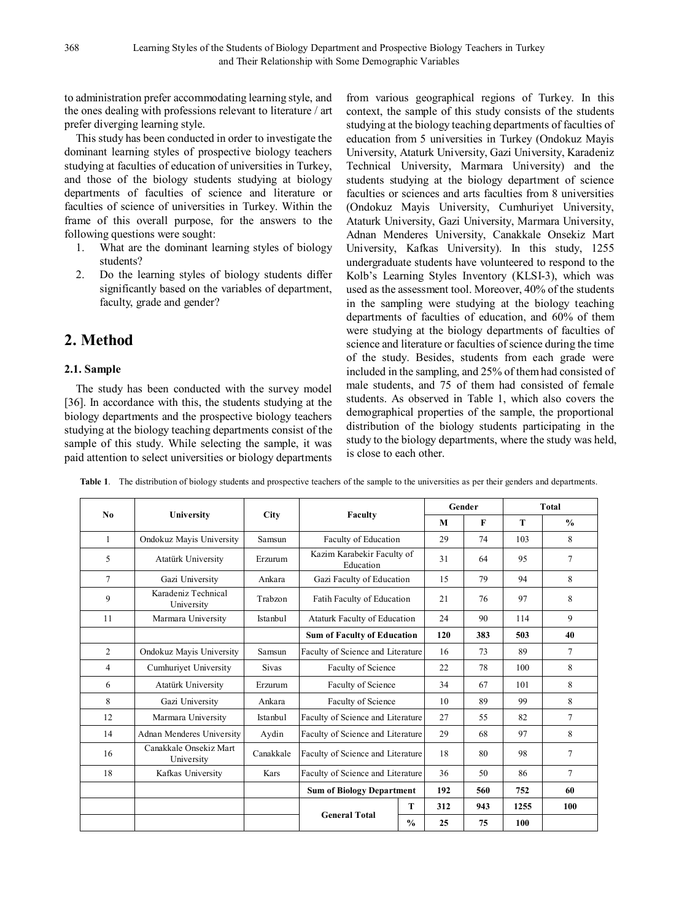to administration prefer accommodating learning style, and the ones dealing with professions relevant to literature / art prefer diverging learning style.

This study has been conducted in order to investigate the dominant learning styles of prospective biology teachers studying at faculties of education of universities in Turkey, and those of the biology students studying at biology departments of faculties of science and literature or faculties of science of universities in Turkey. Within the frame of this overall purpose, for the answers to the following questions were sought:

1. What are the dominant learning styles of biology students?
2. Do the learning styles of biology students differ significantly based on the variables of department, faculty, grade and gender?

## 2. Method

### 2.1. Sample

The study has been conducted with the survey model [36]. In accordance with this, the students studying at the biology departments and the prospective biology teachers studying at the biology teaching departments consist of the sample of this study. While selecting the sample, it was paid attention to select universities or biology departments from various geographical regions of Turkey. In this context, the sample of this study consists of the students studying at the biology teaching departments of faculties of education from 5 universities in Turkey (Ondokuz Mayis University, Ataturk University, Gazi University, Karadeniz Technical University, Marmara University) and the students studying at the biology department of science faculties or sciences and arts faculties from 8 universities (Ondokuz Mayis University, Cumhuriyet University, Ataturk University, Gazi University, Marmara University, Adnan Menderes University, Canakkale Onsekiz Mart University, Kafkas University). In this study, 1255 undergraduate students have volunteered to respond to the Kolb's Learning Styles Inventory (KLSI-3), which was used as the assessment tool. Moreover, 40% of the students in the sampling were studying at the biology teaching departments of faculties of education, and 60% of them were studying at the biology departments of faculties of science and literature or faculties of science during the time of the study. Besides, students from each grade were included in the sampling, and 25% of them had consisted of male students, and 75 of them had consisted of female students. As observed in Table 1, which also covers the demographical properties of the sample, the proportional distribution of the biology students participating in the study to the biology departments, where the study was held, is close to each other.

**Table 1.** The distribution of biology students and prospective teachers of the sample to the universities as per their genders and departments.

| No | University | City | Faculty | | Gender | | Total | |
|---|---|---|---|---|---|---|---|---|
| | | | | | M | F | T | % |
| 1 | Ondokuz Mayis University | Samsun | Faculty of Education | | 29 | 74 | 103 | 8 |
| 5 | Atatürk University | Erzurum | Kazim Karabekir Faculty of Education | | 31 | 64 | 95 | 7 |
| 7 | Gazi University | Ankara | Gazi Faculty of Education | | 15 | 79 | 94 | 8 |
| 9 | Karadeniz Technical University | Trabzon | Fatih Faculty of Education | | 21 | 76 | 97 | 8 |
| 11 | Marmara University | Istanbul | Ataturk Faculty of Education | | 24 | 90 | 114 | 9 |
| | | | **Sum of Faculty of Education** | | **120** | **383** | **503** | **40** |
| 2 | Ondokuz Mayis University | Samsun | Faculty of Science and Literature | | 16 | 73 | 89 | 7 |
| 4 | Cumhuriyet University | Sivas | Faculty of Science | | 22 | 78 | 100 | 8 |
| 6 | Atatürk University | Erzurum | Faculty of Science | | 34 | 67 | 101 | 8 |
| 8 | Gazi University | Ankara | Faculty of Science | | 10 | 89 | 99 | 8 |
| 12 | Marmara University | Istanbul | Faculty of Science and Literature | | 27 | 55 | 82 | 7 |
| 14 | Adnan Menderes University | Aydin | Faculty of Science and Literature | | 29 | 68 | 97 | 8 |
| 16 | Canakkale Onsekiz Mart University | Canakkale | Faculty of Science and Literature | | 18 | 80 | 98 | 7 |
| 18 | Kafkas University | Kars | Faculty of Science and Literature | | 36 | 50 | 86 | 7 |
| | | | **Sum of Biology Department** | | **192** | **560** | **752** | **60** |
| | | | **General Total** | **T** | **312** | **943** | **1255** | **100** |
| | | | | **%** | **25** | **75** | **100** | |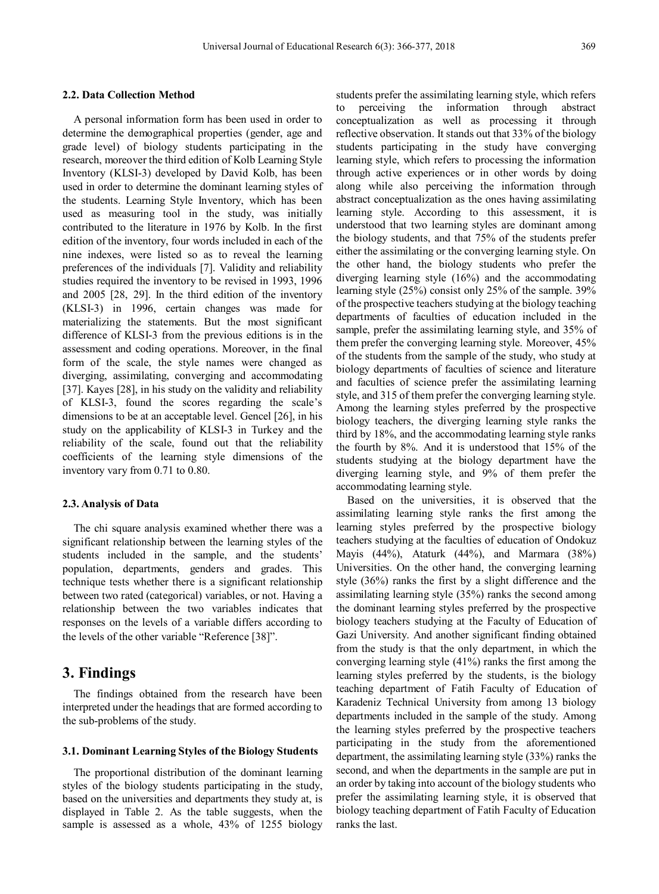### 2.2. Data Collection Method

A personal information form has been used in order to determine the demographical properties (gender, age and grade level) of biology students participating in the research, moreover the third edition of Kolb Learning Style Inventory (KLSI-3) developed by David Kolb, has been used in order to determine the dominant learning styles of the students. Learning Style Inventory, which has been used as measuring tool in the study, was initially contributed to the literature in 1976 by Kolb. In the first edition of the inventory, four words included in each of the nine indexes, were listed so as to reveal the learning preferences of the individuals [7]. Validity and reliability studies required the inventory to be revised in 1993, 1996 and 2005 [28, 29]. In the third edition of the inventory (KLSI-3) in 1996, certain changes was made for materializing the statements. But the most significant difference of KLSI-3 from the previous editions is in the assessment and coding operations. Moreover, in the final form of the scale, the style names were changed as diverging, assimilating, converging and accommodating [37]. Kayes [28], in his study on the validity and reliability of KLSI-3, found the scores regarding the scale's dimensions to be at an acceptable level. Gencel [26], in his study on the applicability of KLSI-3 in Turkey and the reliability of the scale, found out that the reliability coefficients of the learning style dimensions of the inventory vary from 0.71 to 0.80.

### 2.3. Analysis of Data

The chi square analysis examined whether there was a significant relationship between the learning styles of the students included in the sample, and the students' population, departments, genders and grades. This technique tests whether there is a significant relationship between two rated (categorical) variables, or not. Having a relationship between the two variables indicates that responses on the levels of a variable differs according to the levels of the other variable "Reference [38]".

## 3. Findings

The findings obtained from the research have been interpreted under the headings that are formed according to the sub-problems of the study.

### 3.1. Dominant Learning Styles of the Biology Students

The proportional distribution of the dominant learning styles of the biology students participating in the study, based on the universities and departments they study at, is displayed in Table 2. As the table suggests, when the sample is assessed as a whole, 43% of 1255 biology students prefer the assimilating learning style, which refers to perceiving the information through abstract conceptualization as well as processing it through reflective observation. It stands out that 33% of the biology students participating in the study have converging learning style, which refers to processing the information through active experiences or in other words by doing along while also perceiving the information through abstract conceptualization as the ones having assimilating learning style. According to this assessment, it is understood that two learning styles are dominant among the biology students, and that 75% of the students prefer either the assimilating or the converging learning style. On the other hand, the biology students who prefer the diverging learning style (16%) and the accommodating learning style (25%) consist only 25% of the sample. 39% of the prospective teachers studying at the biology teaching departments of faculties of education included in the sample, prefer the assimilating learning style, and 35% of them prefer the converging learning style. Moreover, 45% of the students from the sample of the study, who study at biology departments of faculties of science and literature and faculties of science prefer the assimilating learning style, and 315 of them prefer the converging learning style. Among the learning styles preferred by the prospective biology teachers, the diverging learning style ranks the third by 18%, and the accommodating learning style ranks the fourth by 8%. And it is understood that 15% of the students studying at the biology department have the diverging learning style, and 9% of them prefer the accommodating learning style.

Based on the universities, it is observed that the assimilating learning style ranks the first among the learning styles preferred by the prospective biology teachers studying at the faculties of education of Ondokuz Mayis (44%), Ataturk (44%), and Marmara (38%) Universities. On the other hand, the converging learning style (36%) ranks the first by a slight difference and the assimilating learning style (35%) ranks the second among the dominant learning styles preferred by the prospective biology teachers studying at the Faculty of Education of Gazi University. And another significant finding obtained from the study is that the only department, in which the converging learning style (41%) ranks the first among the learning styles preferred by the students, is the biology teaching department of Fatih Faculty of Education of Karadeniz Technical University from among 13 biology departments included in the sample of the study. Among the learning styles preferred by the prospective teachers participating in the study from the aforementioned department, the assimilating learning style (33%) ranks the second, and when the departments in the sample are put in an order by taking into account of the biology students who prefer the assimilating learning style, it is observed that biology teaching department of Fatih Faculty of Education ranks the last.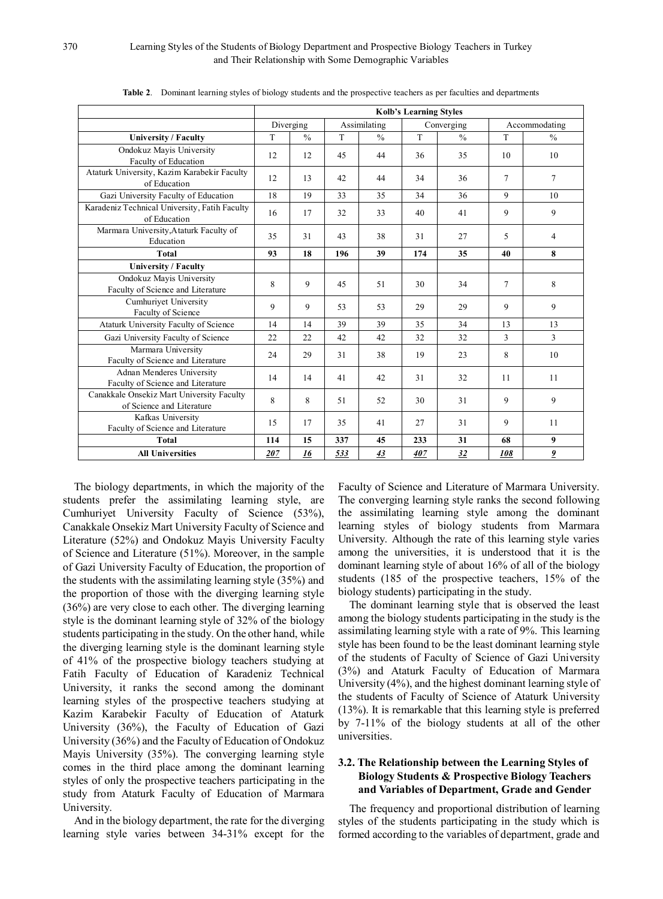**Table 2**. Dominant learning styles of biology students and the prospective teachers as per faculties and departments

| | Kolb's Learning Styles | | | | | | | |
|---|---|---|---|---|---|---|---|---|
| | Diverging | | Assimilating | | Converging | | Accommodating | |
| **University / Faculty** | T | % | T | % | T | % | T | % |
| Ondokuz Mayis University Faculty of Education | 12 | 12 | 45 | 44 | 36 | 35 | 10 | 10 |
| Ataturk University, Kazim Karabekir Faculty of Education | 12 | 13 | 42 | 44 | 34 | 36 | 7 | 7 |
| Gazi University Faculty of Education | 18 | 19 | 33 | 35 | 34 | 36 | 9 | 10 |
| Karadeniz Technical University, Fatih Faculty of Education | 16 | 17 | 32 | 33 | 40 | 41 | 9 | 9 |
| Marmara University,Ataturk Faculty of Education | 35 | 31 | 43 | 38 | 31 | 27 | 5 | 4 |
| **Total** | **93** | **18** | **196** | **39** | **174** | **35** | **40** | **8** |
| **University / Faculty** | | | | | | | | |
| Ondokuz Mayis University Faculty of Science and Literature | 8 | 9 | 45 | 51 | 30 | 34 | 7 | 8 |
| Cumhuriyet University Faculty of Science | 9 | 9 | 53 | 53 | 29 | 29 | 9 | 9 |
| Ataturk University Faculty of Science | 14 | 14 | 39 | 39 | 35 | 34 | 13 | 13 |
| Gazi University Faculty of Science | 22 | 22 | 42 | 42 | 32 | 32 | 3 | 3 |
| Marmara University Faculty of Science and Literature | 24 | 29 | 31 | 38 | 19 | 23 | 8 | 10 |
| Adnan Menderes University Faculty of Science and Literature | 14 | 14 | 41 | 42 | 31 | 32 | 11 | 11 |
| Canakkale Onsekiz Mart University Faculty of Science and Literature | 8 | 8 | 51 | 52 | 30 | 31 | 9 | 9 |
| Kafkas University Faculty of Science and Literature | 15 | 17 | 35 | 41 | 27 | 31 | 9 | 11 |
| **Total** | **114** | **15** | **337** | **45** | **233** | **31** | **68** | **9** |
| **All Universities** | ***207*** | ***16*** | ***533*** | ***43*** | ***407*** | ***32*** | ***108*** | ***9*** |

The biology departments, in which the majority of the students prefer the assimilating learning style, are Cumhuriyet University Faculty of Science (53%), Canakkale Onsekiz Mart University Faculty of Science and Literature (52%) and Ondokuz Mayis University Faculty of Science and Literature (51%). Moreover, in the sample of Gazi University Faculty of Education, the proportion of the students with the assimilating learning style (35%) and the proportion of those with the diverging learning style (36%) are very close to each other. The diverging learning style is the dominant learning style of 32% of the biology students participating in the study. On the other hand, while the diverging learning style is the dominant learning style of 41% of the prospective biology teachers studying at Fatih Faculty of Education of Karadeniz Technical University, it ranks the second among the dominant learning styles of the prospective teachers studying at Kazim Karabekir Faculty of Education of Ataturk University (36%), the Faculty of Education of Gazi University (36%) and the Faculty of Education of Ondokuz Mayis University (35%). The converging learning style comes in the third place among the dominant learning styles of only the prospective teachers participating in the study from Ataturk Faculty of Education of Marmara University.

And in the biology department, the rate for the diverging learning style varies between 34-31% except for the Faculty of Science and Literature of Marmara University. The converging learning style ranks the second following the assimilating learning style among the dominant learning styles of biology students from Marmara University. Although the rate of this learning style varies among the universities, it is understood that it is the dominant learning style of about 16% of all of the biology students (185 of the prospective teachers, 15% of the biology students) participating in the study.

The dominant learning style that is observed the least among the biology students participating in the study is the assimilating learning style with a rate of 9%. This learning style has been found to be the least dominant learning style of the students of Faculty of Science of Gazi University (3%) and Ataturk Faculty of Education of Marmara University (4%), and the highest dominant learning style of the students of Faculty of Science of Ataturk University (13%). It is remarkable that this learning style is preferred by 7-11% of the biology students at all of the other universities.

### 3.2. The Relationship between the Learning Styles of Biology Students & Prospective Biology Teachers and Variables of Department, Grade and Gender

The frequency and proportional distribution of learning styles of the students participating in the study which is formed according to the variables of department, grade and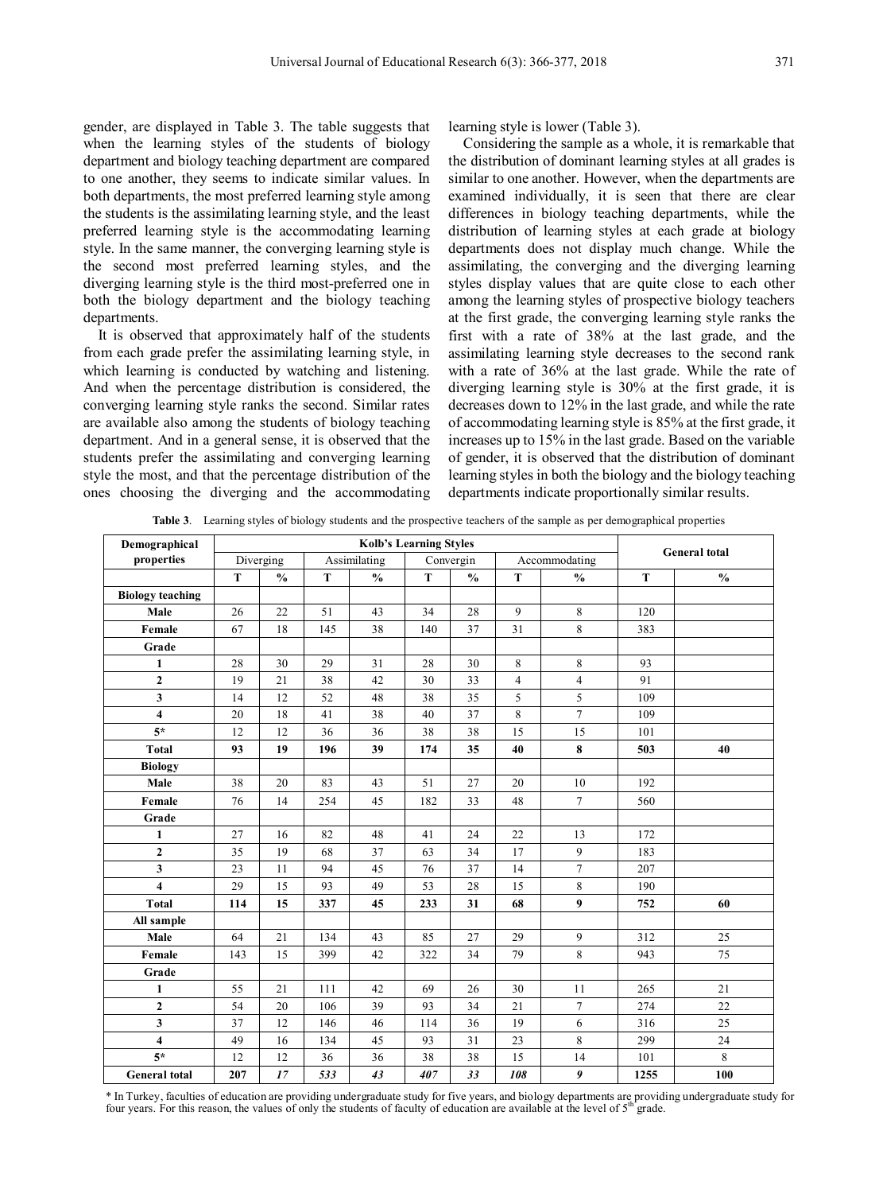gender, are displayed in Table 3. The table suggests that when the learning styles of the students of biology department and biology teaching department are compared to one another, they seems to indicate similar values. In both departments, the most preferred learning style among the students is the assimilating learning style, and the least preferred learning style is the accommodating learning style. In the same manner, the converging learning style is the second most preferred learning styles, and the diverging learning style is the third most-preferred one in both the biology department and the biology teaching departments.

It is observed that approximately half of the students from each grade prefer the assimilating learning style, in which learning is conducted by watching and listening. And when the percentage distribution is considered, the converging learning style ranks the second. Similar rates are available also among the students of biology teaching department. And in a general sense, it is observed that the students prefer the assimilating and converging learning style the most, and that the percentage distribution of the ones choosing the diverging and the accommodating learning style is lower (Table 3).

Considering the sample as a whole, it is remarkable that the distribution of dominant learning styles at all grades is similar to one another. However, when the departments are examined individually, it is seen that there are clear differences in biology teaching departments, while the distribution of learning styles at each grade at biology departments does not display much change. While the assimilating, the converging and the diverging learning styles display values that are quite close to each other among the learning styles of prospective biology teachers at the first grade, the converging learning style ranks the first with a rate of 38% at the last grade, and the assimilating learning style decreases to the second rank with a rate of 36% at the last grade. While the rate of diverging learning style is 30% at the first grade, it is decreases down to 12% in the last grade, and while the rate of accommodating learning style is 85% at the first grade, it increases up to 15% in the last grade. Based on the variable of gender, it is observed that the distribution of dominant learning styles in both the biology and the biology teaching departments indicate proportionally similar results.

**Table 3.** Learning styles of biology students and the prospective teachers of the sample as per demographical properties

| Demographical properties | Kolb's Learning Styles | | | | | | | | General total | |
|---|---|---|---|---|---|---|---|---|---|---|
| | Diverging | | Assimilating | | Convergin | | Accommodating | | | |
| | T | % | T | % | T | % | T | % | T | % |
| **Biology teaching** | | | | | | | | | | |
| **Male** | 26 | 22 | 51 | 43 | 34 | 28 | 9 | 8 | 120 | |
| **Female** | 67 | 18 | 145 | 38 | 140 | 37 | 31 | 8 | 383 | |
| **Grade** | | | | | | | | | | |
| **1** | 28 | 30 | 29 | 31 | 28 | 30 | 8 | 8 | 93 | |
| **2** | 19 | 21 | 38 | 42 | 30 | 33 | 4 | 4 | 91 | |
| **3** | 14 | 12 | 52 | 48 | 38 | 35 | 5 | 5 | 109 | |
| **4** | 20 | 18 | 41 | 38 | 40 | 37 | 8 | 7 | 109 | |
| **5*** | 12 | 12 | 36 | 36 | 38 | 38 | 15 | 15 | 101 | |
| **Total** | **93** | **19** | **196** | **39** | **174** | **35** | **40** | **8** | **503** | **40** |
| **Biology** | | | | | | | | | | |
| **Male** | 38 | 20 | 83 | 43 | 51 | 27 | 20 | 10 | 192 | |
| **Female** | 76 | 14 | 254 | 45 | 182 | 33 | 48 | 7 | 560 | |
| **Grade** | | | | | | | | | | |
| **1** | 27 | 16 | 82 | 48 | 41 | 24 | 22 | 13 | 172 | |
| **2** | 35 | 19 | 68 | 37 | 63 | 34 | 17 | 9 | 183 | |
| **3** | 23 | 11 | 94 | 45 | 76 | 37 | 14 | 7 | 207 | |
| **4** | 29 | 15 | 93 | 49 | 53 | 28 | 15 | 8 | 190 | |
| **Total** | **114** | **15** | **337** | **45** | **233** | **31** | **68** | **9** | **752** | **60** |
| **All sample** | | | | | | | | | | |
| **Male** | 64 | 21 | 134 | 43 | 85 | 27 | 29 | 9 | 312 | 25 |
| **Female** | 143 | 15 | 399 | 42 | 322 | 34 | 79 | 8 | 943 | 75 |
| **Grade** | | | | | | | | | | |
| **1** | 55 | 21 | 111 | 42 | 69 | 26 | 30 | 11 | 265 | 21 |
| **2** | 54 | 20 | 106 | 39 | 93 | 34 | 21 | 7 | 274 | 22 |
| **3** | 37 | 12 | 146 | 46 | 114 | 36 | 19 | 6 | 316 | 25 |
| **4** | 49 | 16 | 134 | 45 | 93 | 31 | 23 | 8 | 299 | 24 |
| **5*** | 12 | 12 | 36 | 36 | 38 | 38 | 15 | 14 | 101 | 8 |
| **General total** | **207** | ***17*** | ***533*** | ***43*** | ***407*** | ***33*** | ***108*** | ***9*** | **1255** | **100** |

\* In Turkey, faculties of education are providing undergraduate study for five years, and biology departments are providing undergraduate study for four years. For this reason, the values of only the students of faculty of education are available at the level of 5th grade.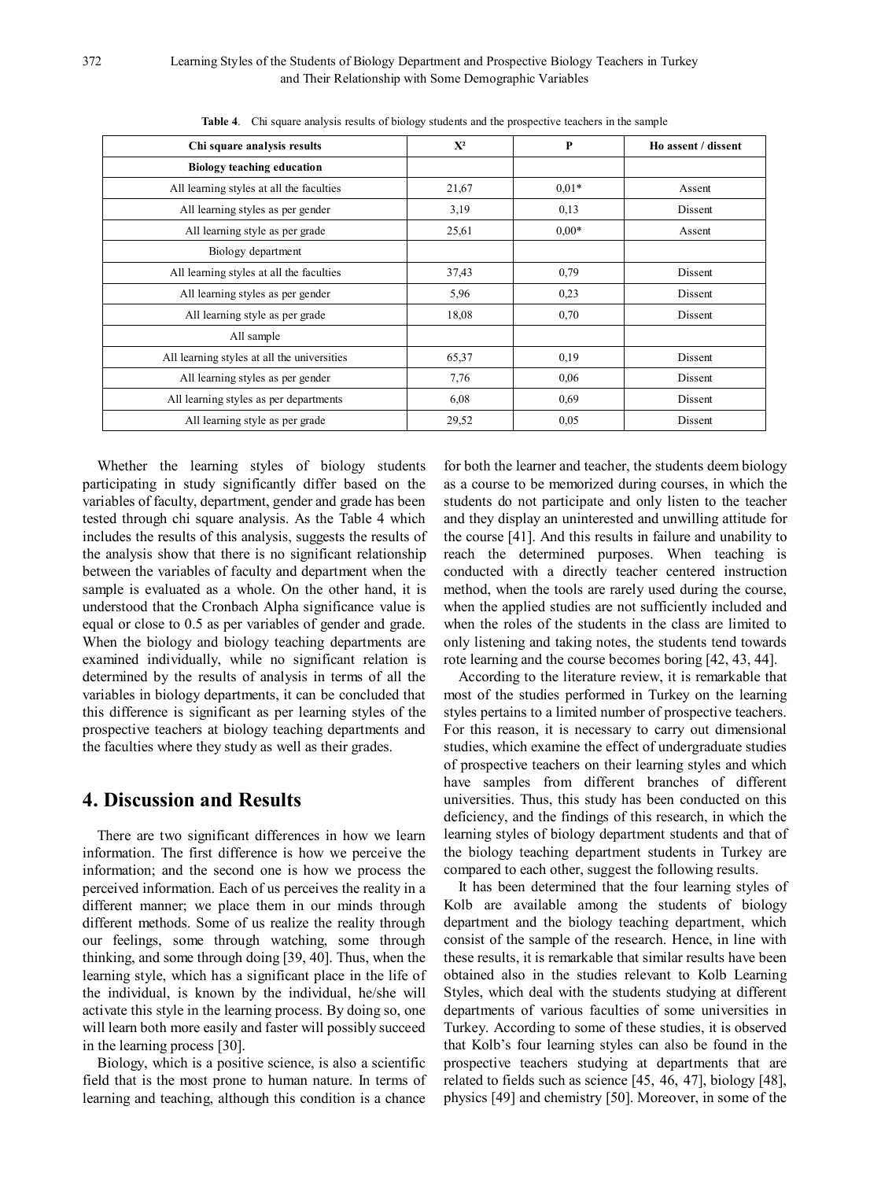**Table 4**. Chi square analysis results of biology students and the prospective teachers in the sample

| Chi square analysis results | $X^2$ | P | Ho assent / dissent |
|---|---|---|---|
| **Biology teaching education** | | | |
| All learning styles at all the faculties | 21,67 | 0,01* | Assent |
| All learning styles as per gender | 3,19 | 0,13 | Dissent |
| All learning style as per grade | 25,61 | 0,00* | Assent |
| Biology department | | | |
| All learning styles at all the faculties | 37,43 | 0,79 | Dissent |
| All learning styles as per gender | 5,96 | 0,23 | Dissent |
| All learning style as per grade | 18,08 | 0,70 | Dissent |
| All sample | | | |
| All learning styles at all the universities | 65,37 | 0,19 | Dissent |
| All learning styles as per gender | 7,76 | 0,06 | Dissent |
| All learning styles as per departments | 6,08 | 0,69 | Dissent |
| All learning style as per grade | 29,52 | 0,05 | Dissent |

Whether the learning styles of biology students participating in study significantly differ based on the variables of faculty, department, gender and grade has been tested through chi square analysis. As the Table 4 which includes the results of this analysis, suggests the results of the analysis show that there is no significant relationship between the variables of faculty and department when the sample is evaluated as a whole. On the other hand, it is understood that the Cronbach Alpha significance value is equal or close to 0.5 as per variables of gender and grade. When the biology and biology teaching departments are examined individually, while no significant relation is determined by the results of analysis in terms of all the variables in biology departments, it can be concluded that this difference is significant as per learning styles of the prospective teachers at biology teaching departments and the faculties where they study as well as their grades.

## 4. Discussion and Results

There are two significant differences in how we learn information. The first difference is how we perceive the information; and the second one is how we process the perceived information. Each of us perceives the reality in a different manner; we place them in our minds through different methods. Some of us realize the reality through our feelings, some through watching, some through thinking, and some through doing [39, 40]. Thus, when the learning style, which has a significant place in the life of the individual, is known by the individual, he/she will activate this style in the learning process. By doing so, one will learn both more easily and faster will possibly succeed in the learning process [30].

Biology, which is a positive science, is also a scientific field that is the most prone to human nature. In terms of learning and teaching, although this condition is a chance for both the learner and teacher, the students deem biology as a course to be memorized during courses, in which the students do not participate and only listen to the teacher and they display an uninterested and unwilling attitude for the course [41]. And this results in failure and unability to reach the determined purposes. When teaching is conducted with a directly teacher centered instruction method, when the tools are rarely used during the course, when the applied studies are not sufficiently included and when the roles of the students in the class are limited to only listening and taking notes, the students tend towards rote learning and the course becomes boring [42, 43, 44].

According to the literature review, it is remarkable that most of the studies performed in Turkey on the learning styles pertains to a limited number of prospective teachers. For this reason, it is necessary to carry out dimensional studies, which examine the effect of undergraduate studies of prospective teachers on their learning styles and which have samples from different branches of different universities. Thus, this study has been conducted on this deficiency, and the findings of this research, in which the learning styles of biology department students and that of the biology teaching department students in Turkey are compared to each other, suggest the following results.

It has been determined that the four learning styles of Kolb are available among the students of biology department and the biology teaching department, which consist of the sample of the research. Hence, in line with these results, it is remarkable that similar results have been obtained also in the studies relevant to Kolb Learning Styles, which deal with the students studying at different departments of various faculties of some universities in Turkey. According to some of these studies, it is observed that Kolb's four learning styles can also be found in the prospective teachers studying at departments that are related to fields such as science [45, 46, 47], biology [48], physics [49] and chemistry [50]. Moreover, in some of the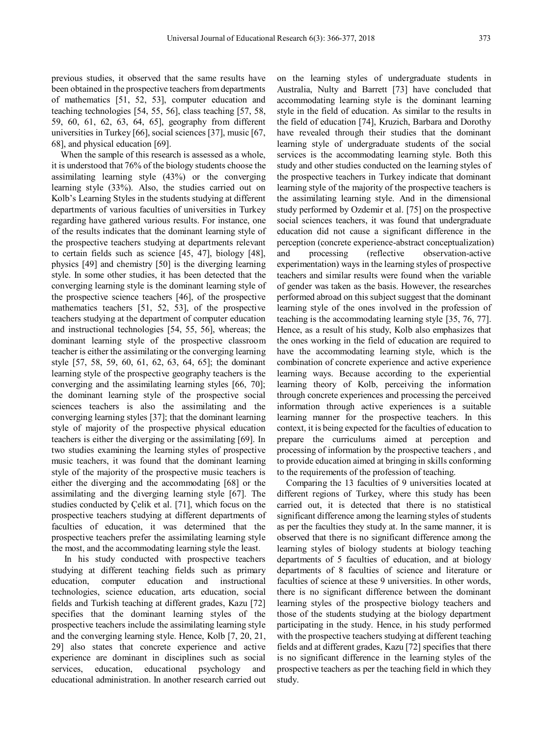previous studies, it observed that the same results have been obtained in the prospective teachers from departments of mathematics [51, 52, 53], computer education and teaching technologies [54, 55, 56], class teaching [57, 58, 59, 60, 61, 62, 63, 64, 65], geography from different universities in Turkey [66], social sciences [37], music [67, 68], and physical education [69].

When the sample of this research is assessed as a whole, it is understood that 76% of the biology students choose the assimilating learning style (43%) or the converging learning style (33%). Also, the studies carried out on Kolb's Learning Styles in the students studying at different departments of various faculties of universities in Turkey regarding have gathered various results. For instance, one of the results indicates that the dominant learning style of the prospective teachers studying at departments relevant to certain fields such as science [45, 47], biology [48], physics [49] and chemistry [50] is the diverging learning style. In some other studies, it has been detected that the converging learning style is the dominant learning style of the prospective science teachers [46], of the prospective mathematics teachers [51, 52, 53], of the prospective teachers studying at the department of computer education and instructional technologies [54, 55, 56], whereas; the dominant learning style of the prospective classroom teacher is either the assimilating or the converging learning style [57, 58, 59, 60, 61, 62, 63, 64, 65]; the dominant learning style of the prospective geography teachers is the converging and the assimilating learning styles [66, 70]; the dominant learning style of the prospective social sciences teachers is also the assimilating and the converging learning styles [37]; that the dominant learning style of majority of the prospective physical education teachers is either the diverging or the assimilating [69]. In two studies examining the learning styles of prospective music teachers, it was found that the dominant learning style of the majority of the prospective music teachers is either the diverging and the accommodating [68] or the assimilating and the diverging learning style [67]. The studies conducted by Çelik et al. [71], which focus on the prospective teachers studying at different departments of faculties of education, it was determined that the prospective teachers prefer the assimilating learning style the most, and the accommodating learning style the least.

In his study conducted with prospective teachers studying at different teaching fields such as primary education, computer education and instructional technologies, science education, arts education, social fields and Turkish teaching at different grades, Kazu [72] specifies that the dominant learning styles of the prospective teachers include the assimilating learning style and the converging learning style. Hence, Kolb [7, 20, 21, 29] also states that concrete experience and active experience are dominant in disciplines such as social services, education, educational psychology and educational administration. In another research carried out on the learning styles of undergraduate students in Australia, Nulty and Barrett [73] have concluded that accommodating learning style is the dominant learning style in the field of education. As similar to the results in the field of education [74], Kruzich, Barbara and Dorothy have revealed through their studies that the dominant learning style of undergraduate students of the social services is the accommodating learning style. Both this study and other studies conducted on the learning styles of the prospective teachers in Turkey indicate that dominant learning style of the majority of the prospective teachers is the assimilating learning style. And in the dimensional study performed by Ozdemir et al. [75] on the prospective social sciences teachers, it was found that undergraduate education did not cause a significant difference in the perception (concrete experience-abstract conceptualization) and processing (reflective observation-active experimentation) ways in the learning styles of prospective teachers and similar results were found when the variable of gender was taken as the basis. However, the researches performed abroad on this subject suggest that the dominant learning style of the ones involved in the profession of teaching is the accommodating learning style [35, 76, 77]. Hence, as a result of his study, Kolb also emphasizes that the ones working in the field of education are required to have the accommodating learning style, which is the combination of concrete experience and active experience learning ways. Because according to the experiential learning theory of Kolb, perceiving the information through concrete experiences and processing the perceived information through active experiences is a suitable learning manner for the prospective teachers. In this context, it is being expected for the faculties of education to prepare the curriculums aimed at perception and processing of information by the prospective teachers , and to provide education aimed at bringing in skills conforming to the requirements of the profession of teaching.

Comparing the 13 faculties of 9 universities located at different regions of Turkey, where this study has been carried out, it is detected that there is no statistical significant difference among the learning styles of students as per the faculties they study at. In the same manner, it is observed that there is no significant difference among the learning styles of biology students at biology teaching departments of 5 faculties of education, and at biology departments of 8 faculties of science and literature or faculties of science at these 9 universities. In other words, there is no significant difference between the dominant learning styles of the prospective biology teachers and those of the students studying at the biology department participating in the study. Hence, in his study performed with the prospective teachers studying at different teaching fields and at different grades, Kazu [72] specifies that there is no significant difference in the learning styles of the prospective teachers as per the teaching field in which they study.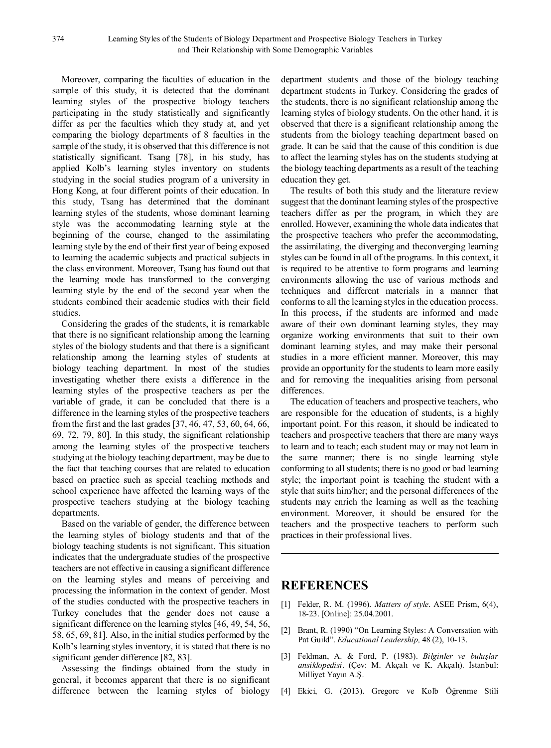Moreover, comparing the faculties of education in the sample of this study, it is detected that the dominant learning styles of the prospective biology teachers participating in the study statistically and significantly differ as per the faculties which they study at, and yet comparing the biology departments of 8 faculties in the sample of the study, it is observed that this difference is not statistically significant. Tsang [78], in his study, has applied Kolb's learning styles inventory on students studying in the social studies program of a university in Hong Kong, at four different points of their education. In this study, Tsang has determined that the dominant learning styles of the students, whose dominant learning style was the accommodating learning style at the beginning of the course, changed to the assimilating learning style by the end of their first year of being exposed to learning the academic subjects and practical subjects in the class environment. Moreover, Tsang has found out that the learning mode has transformed to the converging learning style by the end of the second year when the students combined their academic studies with their field studies.

Considering the grades of the students, it is remarkable that there is no significant relationship among the learning styles of the biology students and that there is a significant relationship among the learning styles of students at biology teaching department. In most of the studies investigating whether there exists a difference in the learning styles of the prospective teachers as per the variable of grade, it can be concluded that there is a difference in the learning styles of the prospective teachers from the first and the last grades [37, 46, 47, 53, 60, 64, 66, 69, 72, 79, 80]. In this study, the significant relationship among the learning styles of the prospective teachers studying at the biology teaching department, may be due to the fact that teaching courses that are related to education based on practice such as special teaching methods and school experience have affected the learning ways of the prospective teachers studying at the biology teaching departments.

Based on the variable of gender, the difference between the learning styles of biology students and that of the biology teaching students is not significant. This situation indicates that the undergraduate studies of the prospective teachers are not effective in causing a significant difference on the learning styles and means of perceiving and processing the information in the context of gender. Most of the studies conducted with the prospective teachers in Turkey concludes that the gender does not cause a significant difference on the learning styles [46, 49, 54, 56, 58, 65, 69, 81]. Also, in the initial studies performed by the Kolb's learning styles inventory, it is stated that there is no significant gender difference [82, 83].

Assessing the findings obtained from the study in general, it becomes apparent that there is no significant difference between the learning styles of biology department students and those of the biology teaching department students in Turkey. Considering the grades of the students, there is no significant relationship among the learning styles of biology students. On the other hand, it is observed that there is a significant relationship among the students from the biology teaching department based on grade. It can be said that the cause of this condition is due to affect the learning styles has on the students studying at the biology teaching departments as a result of the teaching education they get.

The results of both this study and the literature review suggest that the dominant learning styles of the prospective teachers differ as per the program, in which they are enrolled. However, examining the whole data indicates that the prospective teachers who prefer the accommodating, the assimilating, the diverging and theconverging learning styles can be found in all of the programs. In this context, it is required to be attentive to form programs and learning environments allowing the use of various methods and techniques and different materials in a manner that conforms to all the learning styles in the education process. In this process, if the students are informed and made aware of their own dominant learning styles, they may organize working environments that suit to their own dominant learning styles, and may make their personal studies in a more efficient manner. Moreover, this may provide an opportunity for the students to learn more easily and for removing the inequalities arising from personal differences.

The education of teachers and prospective teachers, who are responsible for the education of students, is a highly important point. For this reason, it should be indicated to teachers and prospective teachers that there are many ways to learn and to teach; each student may or may not learn in the same manner; there is no single learning style conforming to all students; there is no good or bad learning style; the important point is teaching the student with a style that suits him/her; and the personal differences of the students may enrich the learning as well as the teaching environment. Moreover, it should be ensured for the teachers and the prospective teachers to perform such practices in their professional lives.

# REFERENCES

[1] Felder, R. M. (1996). *Matters of style*. ASEE Prism, 6(4), 18-23. [Online]: 25.04.2001.

[2] Brant, R. (1990) "On Learning Styles: A Conversation with Pat Guild". *Educational Leadership,* 48 (2), 10-13.

[3] Feldman, A. & Ford, P. (1983). *Bilginler ve buluşlar ansiklopedisi*. (Çev: M. Akçalı ve K. Akçalı). İstanbul: Milliyet Yayın A.Ş.

[4] Ekici, G. (2013). Gregorc ve Kolb Öğrenme Stili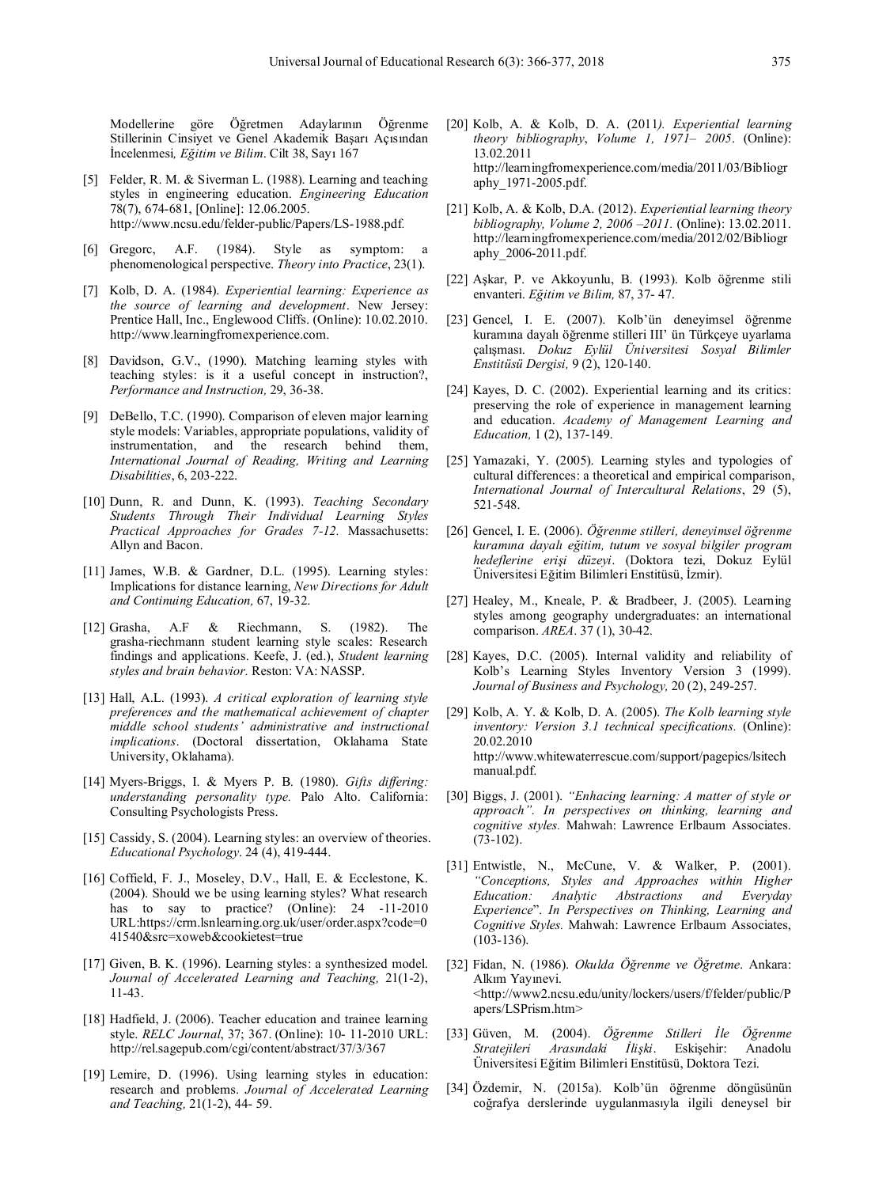Modellerine göre Öğretmen Adaylarının Öğrenme Stillerinin Cinsiyet ve Genel Akademik Başarı Açısından İncelenmesi, *Eğitim ve Bilim*. Cilt 38, Sayı 167

[5] Felder, R. M. & Siverman L. (1988). Learning and teaching styles in engineering education. *Engineering Education* 78(7), 674-681, [Online]: 12.06.2005. http://www.ncsu.edu/felder-public/Papers/LS-1988.pdf.

[6] Gregorc, A.F. (1984). Style as symptom: a phenomenological perspective. *Theory into Practice*, 23(1).

[7] Kolb, D. A. (1984). *Experiential learning: Experience as the source of learning and development*. New Jersey: Prentice Hall, Inc., Englewood Cliffs. (Online): 10.02.2010. http://www.learningfromexperience.com.

[8] Davidson, G.V., (1990). Matching learning styles with teaching styles: is it a useful concept in instruction?, *Performance and Instruction,* 29, 36-38.

[9] DeBello, T.C. (1990). Comparison of eleven major learning style models: Variables, appropriate populations, validity of instrumentation, and the research behind them, *International Journal of Reading, Writing and Learning Disabilities*, 6, 203-222.

[10] Dunn, R. and Dunn, K. (1993). *Teaching Secondary Students Through Their Individual Learning Styles Practical Approaches for Grades 7-12.* Massachusetts: Allyn and Bacon.

[11] James, W.B. & Gardner, D.L. (1995). Learning styles: Implications for distance learning, *New Directions for Adult and Continuing Education,* 67, 19-32.

[12] Grasha, A.F & Riechmann, S. (1982). The grasha-riechmann student learning style scales: Research findings and applications. Keefe, J. (ed.), *Student learning styles and brain behavior.* Reston: VA: NASSP.

[13] Hall, A.L. (1993). *A critical exploration of learning style preferences and the mathematical achievement of chapter middle school students' administrative and instructional implications*. (Doctoral dissertation, Oklahama State University, Oklahama).

[14] Myers-Briggs, I. & Myers P. B. (1980). *Gifts differing: understanding personality type.* Palo Alto. California: Consulting Psychologists Press.

[15] Cassidy, S. (2004). Learning styles: an overview of theories. *Educational Psychology*. 24 (4), 419-444.

[16] Coffield, F. J., Moseley, D.V., Hall, E. & Ecclestone, K. (2004). Should we be using learning styles? What research has to say to practice? (Online): 24 -11-2010 URL:https://crm.lsnlearning.org.uk/user/order.aspx?code=041540&src=xoweb&cookietest=true

[17] Given, B. K. (1996). Learning styles: a synthesized model. *Journal of Accelerated Learning and Teaching,* 21(1-2), 11-43.

[18] Hadfield, J. (2006). Teacher education and trainee learning style. *RELC Journal*, 37; 367. (Online): 10- 11-2010 URL: http://rel.sagepub.com/cgi/content/abstract/37/3/367

[19] Lemire, D. (1996). Using learning styles in education: research and problems. *Journal of Accelerated Learning and Teaching,* 21(1-2), 44- 59.

[20] Kolb, A. & Kolb, D. A. (2011*). Experiential learning theory bibliography*, *Volume 1, 1971– 2005*. (Online): 13.02.2011 http://learningfromexperience.com/media/2011/03/Bibliography_1971-2005.pdf.

[21] Kolb, A. & Kolb, D.A. (2012). *Experiential learning theory bibliography, Volume 2, 2006 –2011.* (Online): 13.02.2011. http://learningfromexperience.com/media/2012/02/Bibliography_2006-2011.pdf.

[22] Aşkar, P. ve Akkoyunlu, B. (1993). Kolb öğrenme stili envanteri. *Eğitim ve Bilim,* 87, 37- 47.

[23] Gencel, I. E. (2007). Kolb'ün deneyimsel öğrenme kuramına dayalı öğrenme stilleri III' ün Türkçeye uyarlama çalışması. *Dokuz Eylül Üniversitesi Sosyal Bilimler Enstitüsü Dergisi,* 9 (2), 120-140.

[24] Kayes, D. C. (2002). Experiential learning and its critics: preserving the role of experience in management learning and education. *Academy of Management Learning and Education,* 1 (2), 137-149.

[25] Yamazaki, Y. (2005). Learning styles and typologies of cultural differences: a theoretical and empirical comparison, *International Journal of Intercultural Relations*, 29 (5), 521-548.

[26] Gencel, I. E. (2006). *Öğrenme stilleri, deneyimsel öğrenme kuramına dayalı eğitim, tutum ve sosyal bilgiler program hedeflerine erişi düzeyi*. (Doktora tezi, Dokuz Eylül Üniversitesi Eğitim Bilimleri Enstitüsü, İzmir).

[27] Healey, M., Kneale, P. & Bradbeer, J. (2005). Learning styles among geography undergraduates: an international comparison. *AREA*. 37 (1), 30-42.

[28] Kayes, D.C. (2005). Internal validity and reliability of Kolb's Learning Styles Inventory Version 3 (1999). *Journal of Business and Psychology,* 20 (2), 249-257.

[29] Kolb, A. Y. & Kolb, D. A. (2005). *The Kolb learning style inventory: Version 3.1 technical specifications.* (Online): 20.02.2010 http://www.whitewaterrescue.com/support/pagepics/lsitechmanual.pdf.

[30] Biggs, J. (2001). *"Enhacing learning: A matter of style or approach". In perspectives on thinking, learning and cognitive styles.* Mahwah: Lawrence Erlbaum Associates. (73-102).

[31] Entwistle, N., McCune, V. & Walker, P. (2001). *"Conceptions, Styles and Approaches within Higher Education: Analytic Abstractions and Everyday Experience*". *In Perspectives on Thinking, Learning and Cognitive Styles.* Mahwah: Lawrence Erlbaum Associates, (103-136).

[32] Fidan, N. (1986). *Okulda Öğrenme ve Öğretme*. Ankara: Alkım Yayınevi. <http://www2.ncsu.edu/unity/lockers/users/f/felder/public/Papers/LSPrism.htm>

[33] Güven, M. (2004). *Öğrenme Stilleri İle Öğrenme Stratejileri Arasındaki İlişki*. Eskişehir: Anadolu Üniversitesi Eğitim Bilimleri Enstitüsü, Doktora Tezi.

[34] Özdemir, N. (2015a). Kolb'ün öğrenme döngüsünün coğrafya derslerinde uygulanmasıyla ilgili deneysel bir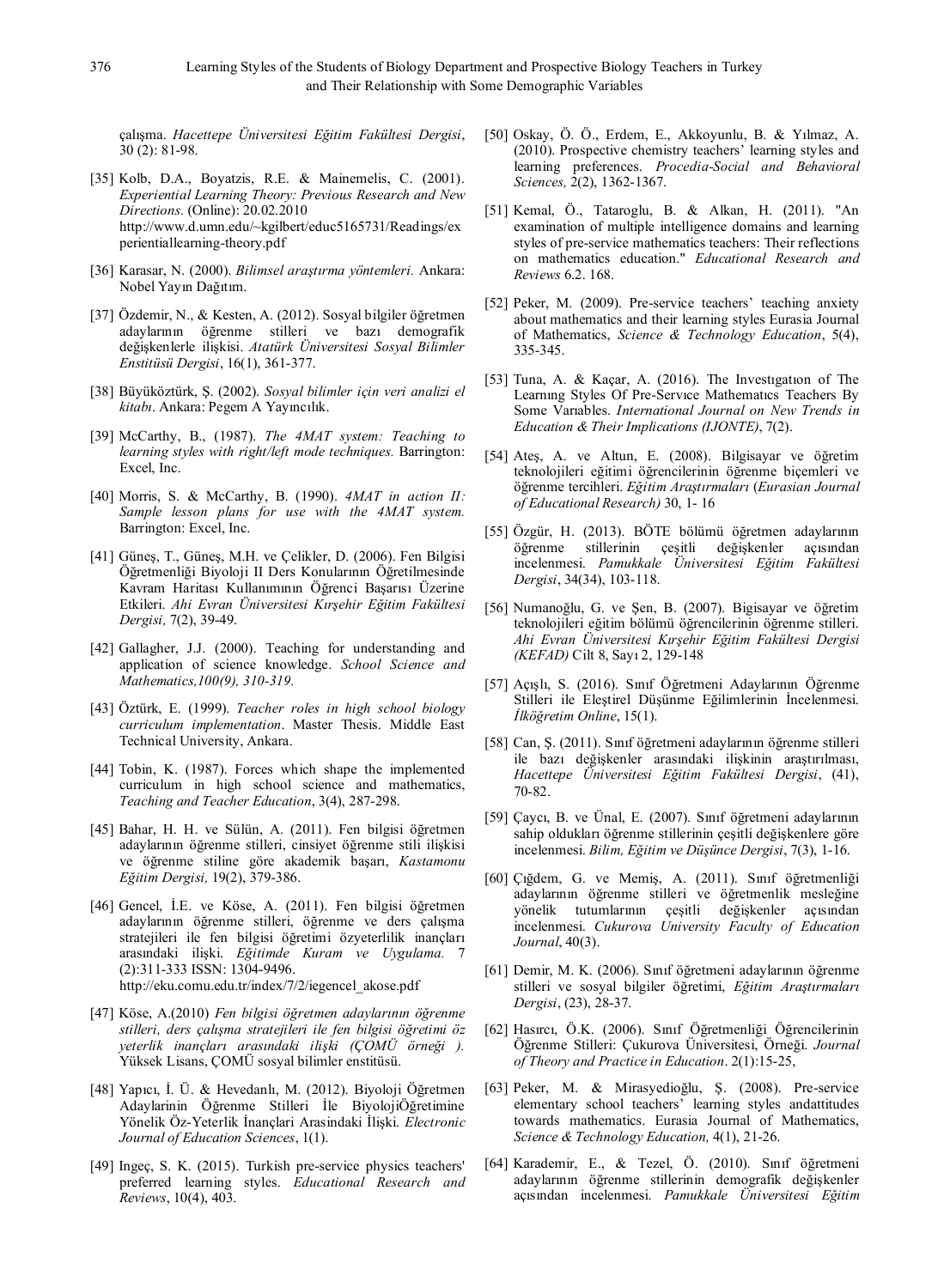çalışma. *Hacettepe Üniversitesi Eğitim Fakültesi Dergisi*, 30 (2): 81-98.

[35] Kolb, D.A., Boyatzis, R.E. & Mainemelis, C. (2001). *Experiential Learning Theory: Previous Research and New Directions.* (Online): 20.02.2010 http://www.d.umn.edu/~kgilbert/educ5165731/Readings/experientiallearning-theory.pdf

[36] Karasar, N. (2000). *Bilimsel araştırma yöntemleri.* Ankara: Nobel Yayın Dağıtım.

[37] Özdemir, N., & Kesten, A. (2012). Sosyal bilgiler öğretmen adaylarının öğrenme stilleri ve bazı demografik değişkenlerle ilişkisi. *Atatürk Üniversitesi Sosyal Bilimler Enstitüsü Dergisi*, 16(1), 361-377.

[38] Büyüköztürk, Ş. (2002). *Sosyal bilimler için veri analizi el kitabı*. Ankara: Pegem A Yayıncılık.

[39] McCarthy, B., (1987). *The 4MAT system: Teaching to learning styles with right/left mode techniques.* Barrington: Excel, Inc.

[40] Morris, S. & McCarthy, B. (1990). *4MAT in action II: Sample lesson plans for use with the 4MAT system.* Barrington: Excel, Inc.

[41] Güneş, T., Güneş, M.H. ve Çelikler, D. (2006). Fen Bilgisi Öğretmenliği Biyoloji II Ders Konularının Öğretilmesinde Kavram Haritası Kullanımının Öğrenci Başarısı Üzerine Etkileri. *Ahi Evran Üniversitesi Kırşehir Eğitim Fakültesi Dergisi,* 7(2), 39-49.

[42] Gallagher, J.J. (2000). Teaching for understanding and application of science knowledge. *School Science and Mathematics,100(9), 310-319.*

[43] Öztürk, E. (1999). *Teacher roles in high school biology curriculum implementation*. Master Thesis. Middle East Technical University, Ankara.

[44] Tobin, K. (1987). Forces which shape the implemented curriculum in high school science and mathematics, *Teaching and Teacher Education*, 3(4), 287-298.

[45] Bahar, H. H. ve Sülün, A. (2011). Fen bilgisi öğretmen adaylarının öğrenme stilleri, cinsiyet öğrenme stili ilişkisi ve öğrenme stiline göre akademik başarı, *Kastamonu Eğitim Dergisi,* 19(2), 379-386.

[46] Gencel, İ.E. ve Köse, A. (2011). Fen bilgisi öğretmen adaylarının öğrenme stilleri, öğrenme ve ders çalışma stratejileri ile fen bilgisi öğretimi özyeterlilik inançları arasındaki ilişki. *Eğitimde Kuram ve Uygulama.* 7 (2):311-333 ISSN: 1304-9496. http://eku.comu.edu.tr/index/7/2/iegencel_akose.pdf

[47] Köse, A.(2010) *Fen bilgisi öğretmen adaylarının öğrenme stilleri, ders çalışma stratejileri ile fen bilgisi öğretimi öz yeterlik inançları arasındaki ilişki (ÇOMÜ örneği ).* Yüksek Lisans, ÇOMÜ sosyal bilimler enstitüsü.

[48] Yapıcı, İ. Ü. & Hevedanlı, M. (2012). Biyoloji Öğretmen Adaylarinin Öğrenme Stilleri İle BiyolojiÖğretimine Yönelik Öz-Yeterlik İnançlari Arasindaki İlişki. *Electronic Journal of Education Sciences*, 1(1).

[49] Ingeç, S. K. (2015). Turkish pre-service physics teachers' preferred learning styles. *Educational Research and Reviews*, 10(4), 403.

[50] Oskay, Ö. Ö., Erdem, E., Akkoyunlu, B. & Yılmaz, A. (2010). Prospective chemistry teachers' learning styles and learning preferences. *Procedia-Social and Behavioral Sciences,* 2(2), 1362-1367.

[51] Kemal, Ö., Tataroglu, B. & Alkan, H. (2011). "An examination of multiple intelligence domains and learning styles of pre-service mathematics teachers: Their reflections on mathematics education." *Educational Research and Reviews* 6.2. 168.

[52] Peker, M. (2009). Pre-service teachers' teaching anxiety about mathematics and their learning styles Eurasia Journal of Mathematics, *Science & Technology Education*, 5(4), 335-345.

[53] Tuna, A. & Kaçar, A. (2016). The Investıgatıon of The Learnıng Styles Of Pre-Servıce Mathematıcs Teachers By Some Varıables. *International Journal on New Trends in Education & Their Implications (IJONTE)*, 7(2).

[54] Ateş, A. ve Altun, E. (2008). Bilgisayar ve öğretim teknolojileri eğitimi öğrencilerinin öğrenme biçemleri ve öğrenme tercihleri. *Eğitim Araştırmaları* (*Eurasian Journal of Educational Research)* 30, 1- 16

[55] Özgür, H. (2013). BÖTE bölümü öğretmen adaylarının öğrenme stillerinin çeşitli değişkenler açısından incelenmesi. *Pamukkale Üniversitesi Eğitim Fakültesi Dergisi*, 34(34), 103-118.

[56] Numanoğlu, G. ve Şen, B. (2007). Bigisayar ve öğretim teknolojileri eğitim bölümü öğrencilerinin öğrenme stilleri. *Ahi Evran Üniversitesi Kırşehir Eğitim Fakültesi Dergisi (KEFAD)* Cilt 8, Sayı 2, 129-148

[57] Açışlı, S. (2016). Sınıf Öğretmeni Adaylarının Öğrenme Stilleri ile Eleştirel Düşünme Eğilimlerinin İncelenmesi. *İlköğretim Online*, 15(1).

[58] Can, Ş. (2011). Sınıf öğretmeni adaylarının öğrenme stilleri ile bazı değişkenler arasındaki ilişkinin araştırılması, *Hacettepe Üniversitesi Eğitim Fakültesi Dergisi*, (41), 70-82.

[59] Çaycı, B. ve Ünal, E. (2007). Sınıf öğretmeni adaylarının sahip oldukları öğrenme stillerinin çeşitli değişkenlere göre incelenmesi. *Bilim, Eğitim ve Düşünce Dergisi*, 7(3), 1-16.

[60] Çığdem, G. ve Memiş, A. (2011). Sınıf öğretmenliği adaylarının öğrenme stilleri ve öğretmenlik mesleğine yönelik tutumlarının çeşitli değişkenler açısından incelenmesi. *Cukurova University Faculty of Education Journal*, 40(3).

[61] Demir, M. K. (2006). Sınıf öğretmeni adaylarının öğrenme stilleri ve sosyal bilgiler öğretimi, *Eğitim Araştırmaları Dergisi*, (23), 28-37.

[62] Hasırcı, Ö.K. (2006). Sınıf Öğretmenliği Öğrencilerinin Öğrenme Stilleri: Çukurova Üniversitesi, Örneği. *Journal of Theory and Practice in Education*. 2(1):15-25,

[63] Peker, M. & Mirasyedioğlu, Ş. (2008). Pre-service elementary school teachers' learning styles andattitudes towards mathematics. Eurasia Journal of Mathematics, *Science & Technology Education,* 4(1), 21-26.

[64] Karademir, E., & Tezel, Ö. (2010). Sınıf öğretmeni adaylarının öğrenme stillerinin demografik değişkenler açısından incelenmesi. *Pamukkale Üniversitesi Eğitim*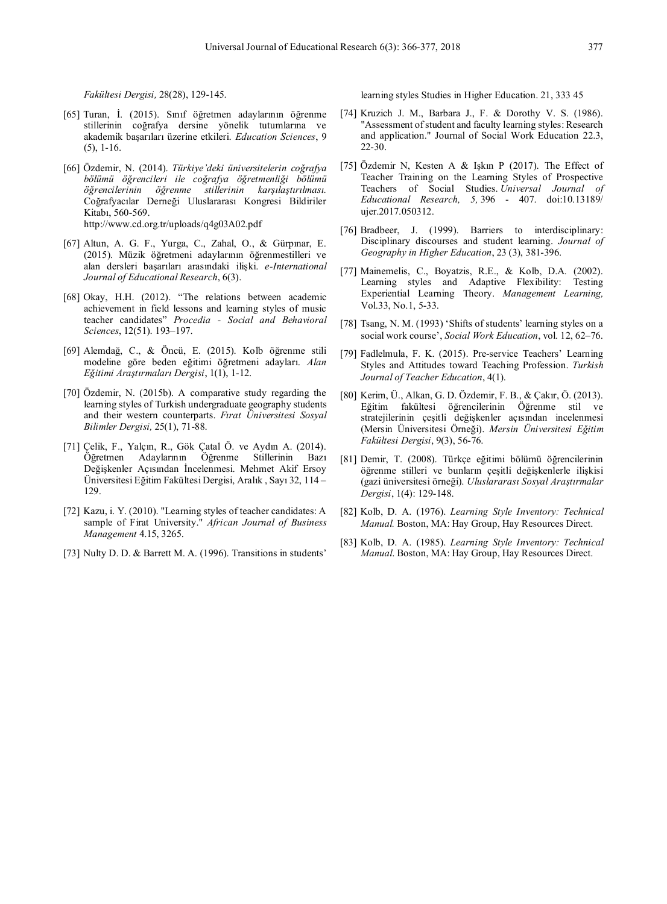*Fakültesi Dergisi,* 28(28), 129-145.

[65] Turan, İ. (2015). Sınıf öğretmen adaylarının öğrenme stillerinin coğrafya dersine yönelik tutumlarına ve akademik başarıları üzerine etkileri. *Education Sciences*, 9 (5), 1-16.

[66] Özdemir, N. (2014). *Türkiye'deki üniversitelerin coğrafya bölümü öğrencileri ile coğrafya öğretmenliği bölümü öğrencilerinin öğrenme stillerinin karşılaştırılması.* Coğrafyacılar Derneği Uluslararası Kongresi Bildiriler Kitabı, 560-569. http://www.cd.org.tr/uploads/q4g03A02.pdf

[67] Altun, A. G. F., Yurga, C., Zahal, O., & Gürpınar, E. (2015). Müzik öğretmeni adaylarının öğrenmestilleri ve alan dersleri başarıları arasındaki ilişki. *e-International Journal of Educational Research*, 6(3).

[68] Okay, H.H. (2012). "The relations between academic achievement in field lessons and learning styles of music teacher candidates" *Procedia - Social and Behavioral Sciences*, 12(51). 193–197.

[69] Alemdağ, C., & Öncü, E. (2015). Kolb öğrenme stili modeline göre beden eğitimi öğretmeni adayları. *Alan Eğitimi Araştırmaları Dergisi*, 1(1), 1-12.

[70] Özdemir, N. (2015b). A comparative study regarding the learning styles of Turkish undergraduate geography students and their western counterparts. *Fırat Üniversitesi Sosyal Bilimler Dergisi,* 25(1), 71-88.

[71] Çelik, F., Yalçın, R., Gök Çatal Ö. ve Aydın A. (2014). Öğretmen Adaylarının Öğrenme Stillerinin Bazı Değişkenler Açısından İncelenmesi. Mehmet Akif Ersoy Üniversitesi Eğitim Fakültesi Dergisi, Aralık , Sayı 32, 114 – 129.

[72] Kazu, i. Y. (2010). "Learning styles of teacher candidates: A sample of Firat University." *African Journal of Business Management* 4.15, 3265.

[73] Nulty D. D. & Barrett M. A. (1996). Transitions in students' learning styles Studies in Higher Education. 21, 333 45

[74] Kruzich J. M., Barbara J., F. & Dorothy V. S. (1986). "Assessment of student and faculty learning styles: Research and application." Journal of Social Work Education 22.3, 22-30.

[75] Özdemir N, Kesten A & Işkın P (2017). The Effect of Teacher Training on the Learning Styles of Prospective Teachers of Social Studies. *Universal Journal of Educational Research, 5,* 396 - 407. doi:10.13189/ ujer.2017.050312.

[76] Bradbeer, J. (1999). Barriers to interdisciplinary: Disciplinary discourses and student learning. *Journal of Geography in Higher Education*, 23 (3), 381-396.

[77] Mainemelis, C., Boyatzis, R.E., & Kolb, D.A. (2002). Learning styles and Adaptive Flexibility: Testing Experiential Learning Theory. *Management Learning,* Vol.33, No.1, 5-33.

[78] Tsang, N. M. (1993) 'Shifts of students' learning styles on a social work course', *Social Work Education*, vol. 12, 62–76.

[79] Fadlelmula, F. K. (2015). Pre-service Teachers' Learning Styles and Attitudes toward Teaching Profession. *Turkish Journal of Teacher Education*, 4(1).

[80] Kerim, Ü., Alkan, G. D. Özdemir, F. B., & Çakır, Ö. (2013). Eğitim fakültesi öğrencilerinin Öğrenme stil ve stratejilerinin çeşitli değişkenler açısından incelenmesi (Mersin Üniversitesi Örneği). *Mersin Üniversitesi Eğitim Fakültesi Dergisi*, 9(3), 56-76.

[81] Demir, T. (2008). Türkçe eğitimi bölümü öğrencilerinin öğrenme stilleri ve bunların çeşitli değişkenlerle ilişkisi (gazi üniversitesi örneği). *Uluslararası Sosyal Araştırmalar Dergisi*, 1(4): 129-148.

[82] Kolb, D. A. (1976). *Learning Style Inventory: Technical Manual.* Boston, MA: Hay Group, Hay Resources Direct.

[83] Kolb, D. A. (1985). *Learning Style Inventory: Technical Manual.* Boston, MA: Hay Group, Hay Resources Direct.